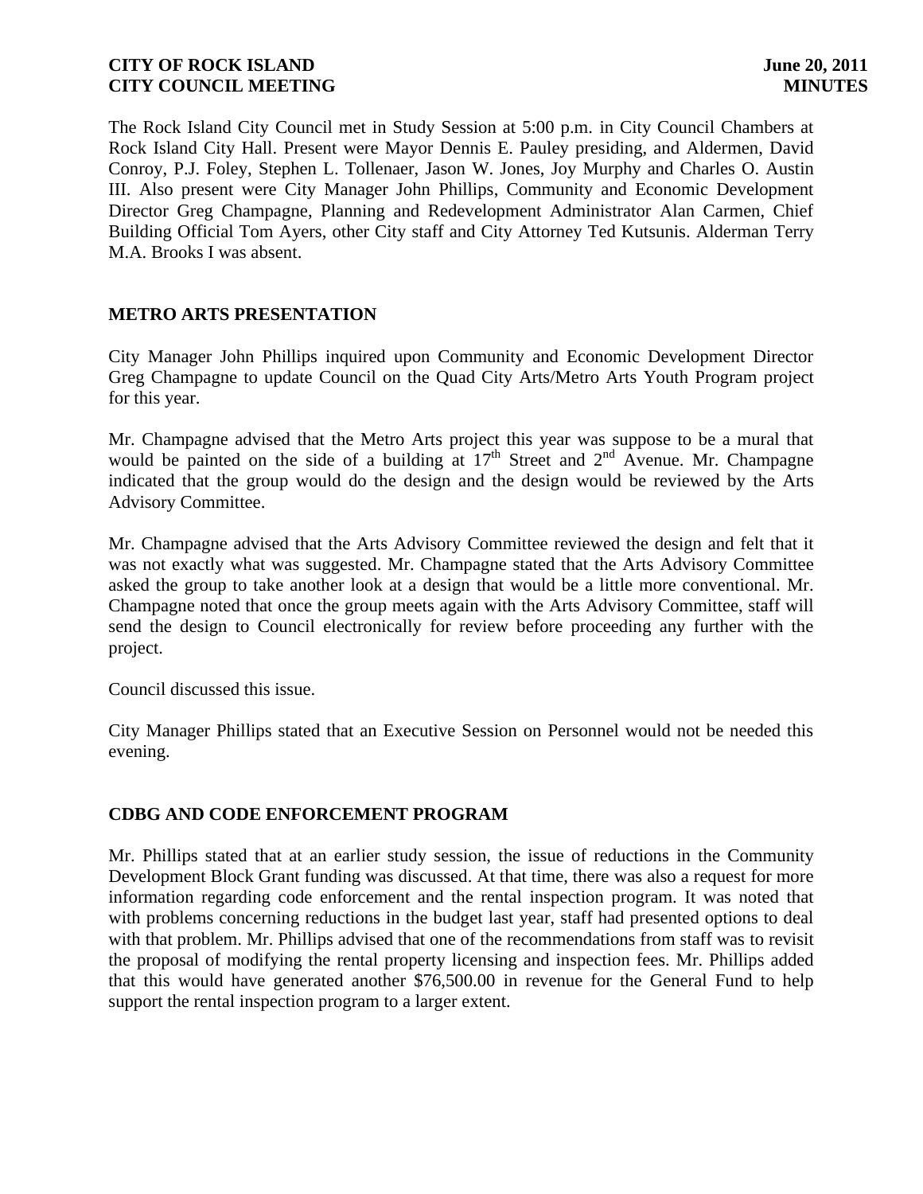**CITY OF ROCK ISLAND** **June 20, 2011**
**CITY COUNCIL MEETING** **MINUTES**

The Rock Island City Council met in Study Session at 5:00 p.m. in City Council Chambers at Rock Island City Hall. Present were Mayor Dennis E. Pauley presiding, and Aldermen, David Conroy, P.J. Foley, Stephen L. Tollenaer, Jason W. Jones, Joy Murphy and Charles O. Austin III. Also present were City Manager John Phillips, Community and Economic Development Director Greg Champagne, Planning and Redevelopment Administrator Alan Carmen, Chief Building Official Tom Ayers, other City staff and City Attorney Ted Kutsunis. Alderman Terry M.A. Brooks I was absent.

## METRO ARTS PRESENTATION

City Manager John Phillips inquired upon Community and Economic Development Director Greg Champagne to update Council on the Quad City Arts/Metro Arts Youth Program project for this year.

Mr. Champagne advised that the Metro Arts project this year was suppose to be a mural that would be painted on the side of a building at 17th Street and 2nd Avenue. Mr. Champagne indicated that the group would do the design and the design would be reviewed by the Arts Advisory Committee.

Mr. Champagne advised that the Arts Advisory Committee reviewed the design and felt that it was not exactly what was suggested. Mr. Champagne stated that the Arts Advisory Committee asked the group to take another look at a design that would be a little more conventional. Mr. Champagne noted that once the group meets again with the Arts Advisory Committee, staff will send the design to Council electronically for review before proceeding any further with the project.

Council discussed this issue.

City Manager Phillips stated that an Executive Session on Personnel would not be needed this evening.

## CDBG AND CODE ENFORCEMENT PROGRAM

Mr. Phillips stated that at an earlier study session, the issue of reductions in the Community Development Block Grant funding was discussed. At that time, there was also a request for more information regarding code enforcement and the rental inspection program. It was noted that with problems concerning reductions in the budget last year, staff had presented options to deal with that problem. Mr. Phillips advised that one of the recommendations from staff was to revisit the proposal of modifying the rental property licensing and inspection fees. Mr. Phillips added that this would have generated another $76,500.00 in revenue for the General Fund to help support the rental inspection program to a larger extent.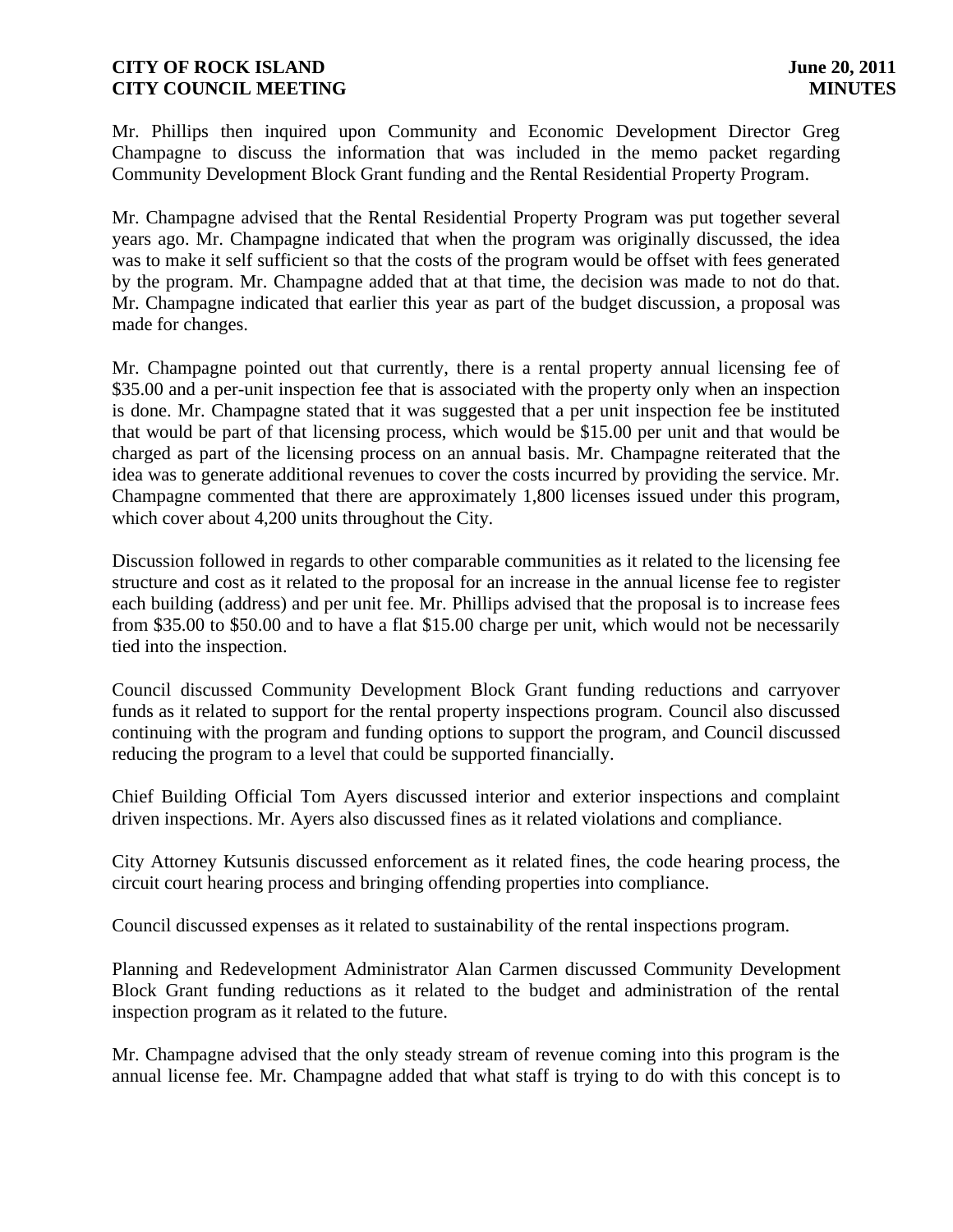Mr. Phillips then inquired upon Community and Economic Development Director Greg Champagne to discuss the information that was included in the memo packet regarding Community Development Block Grant funding and the Rental Residential Property Program.

Mr. Champagne advised that the Rental Residential Property Program was put together several years ago. Mr. Champagne indicated that when the program was originally discussed, the idea was to make it self sufficient so that the costs of the program would be offset with fees generated by the program. Mr. Champagne added that at that time, the decision was made to not do that. Mr. Champagne indicated that earlier this year as part of the budget discussion, a proposal was made for changes.

Mr. Champagne pointed out that currently, there is a rental property annual licensing fee of $35.00 and a per-unit inspection fee that is associated with the property only when an inspection is done. Mr. Champagne stated that it was suggested that a per unit inspection fee be instituted that would be part of that licensing process, which would be $15.00 per unit and that would be charged as part of the licensing process on an annual basis. Mr. Champagne reiterated that the idea was to generate additional revenues to cover the costs incurred by providing the service. Mr. Champagne commented that there are approximately 1,800 licenses issued under this program, which cover about 4,200 units throughout the City.

Discussion followed in regards to other comparable communities as it related to the licensing fee structure and cost as it related to the proposal for an increase in the annual license fee to register each building (address) and per unit fee. Mr. Phillips advised that the proposal is to increase fees from $35.00 to $50.00 and to have a flat $15.00 charge per unit, which would not be necessarily tied into the inspection.

Council discussed Community Development Block Grant funding reductions and carryover funds as it related to support for the rental property inspections program. Council also discussed continuing with the program and funding options to support the program, and Council discussed reducing the program to a level that could be supported financially.

Chief Building Official Tom Ayers discussed interior and exterior inspections and complaint driven inspections. Mr. Ayers also discussed fines as it related violations and compliance.

City Attorney Kutsunis discussed enforcement as it related fines, the code hearing process, the circuit court hearing process and bringing offending properties into compliance.

Council discussed expenses as it related to sustainability of the rental inspections program.

Planning and Redevelopment Administrator Alan Carmen discussed Community Development Block Grant funding reductions as it related to the budget and administration of the rental inspection program as it related to the future.

Mr. Champagne advised that the only steady stream of revenue coming into this program is the annual license fee. Mr. Champagne added that what staff is trying to do with this concept is to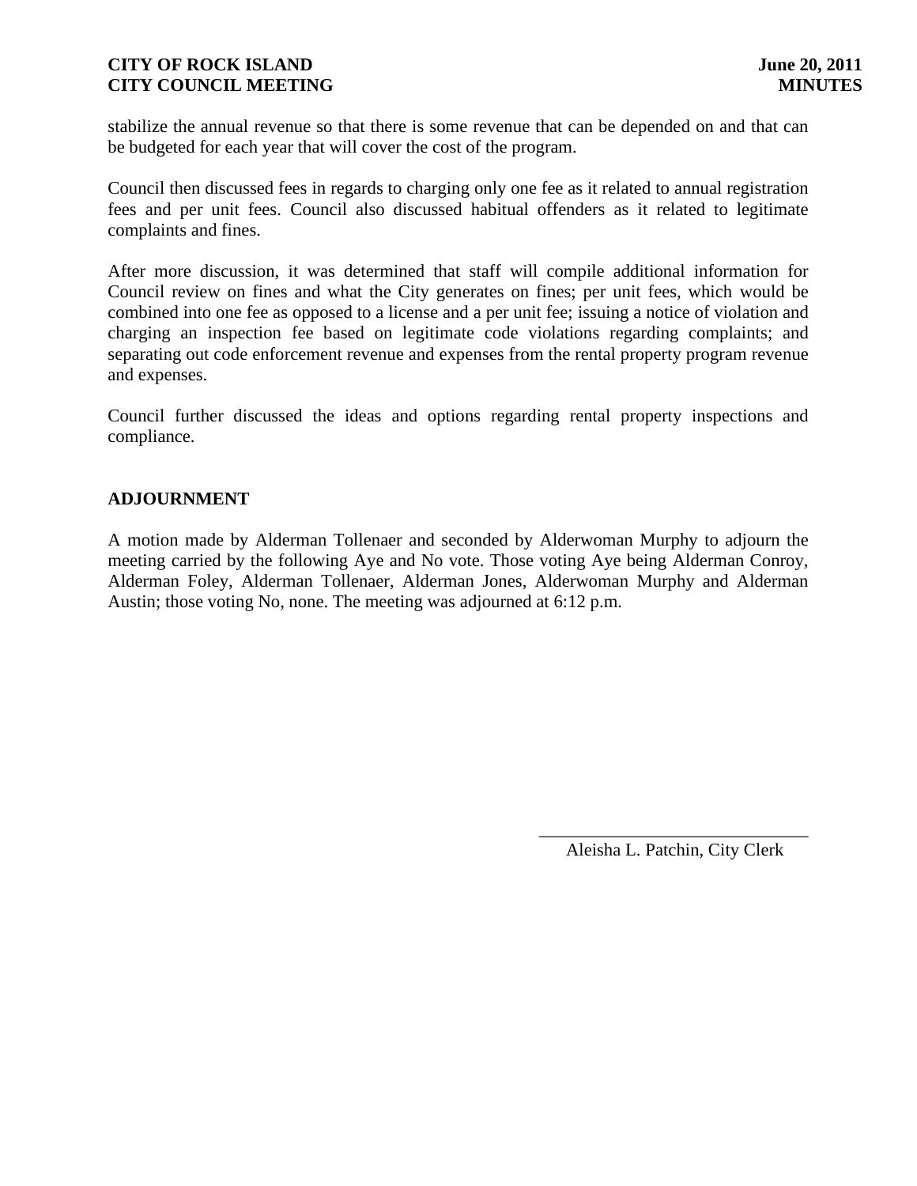stabilize the annual revenue so that there is some revenue that can be depended on and that can be budgeted for each year that will cover the cost of the program.

Council then discussed fees in regards to charging only one fee as it related to annual registration fees and per unit fees. Council also discussed habitual offenders as it related to legitimate complaints and fines.

After more discussion, it was determined that staff will compile additional information for Council review on fines and what the City generates on fines; per unit fees, which would be combined into one fee as opposed to a license and a per unit fee; issuing a notice of violation and charging an inspection fee based on legitimate code violations regarding complaints; and separating out code enforcement revenue and expenses from the rental property program revenue and expenses.

Council further discussed the ideas and options regarding rental property inspections and compliance.

## ADJOURNMENT

A motion made by Alderman Tollenaer and seconded by Alderwoman Murphy to adjourn the meeting carried by the following Aye and No vote. Those voting Aye being Alderman Conroy, Alderman Foley, Alderman Tollenaer, Alderman Jones, Alderwoman Murphy and Alderman Austin; those voting No, none. The meeting was adjourned at 6:12 p.m.

\_\_\_\_\_\_\_\_\_\_\_\_\_\_\_\_\_\_\_\_\_\_\_\_\_\_\_\_\_\_

Aleisha L. Patchin, City Clerk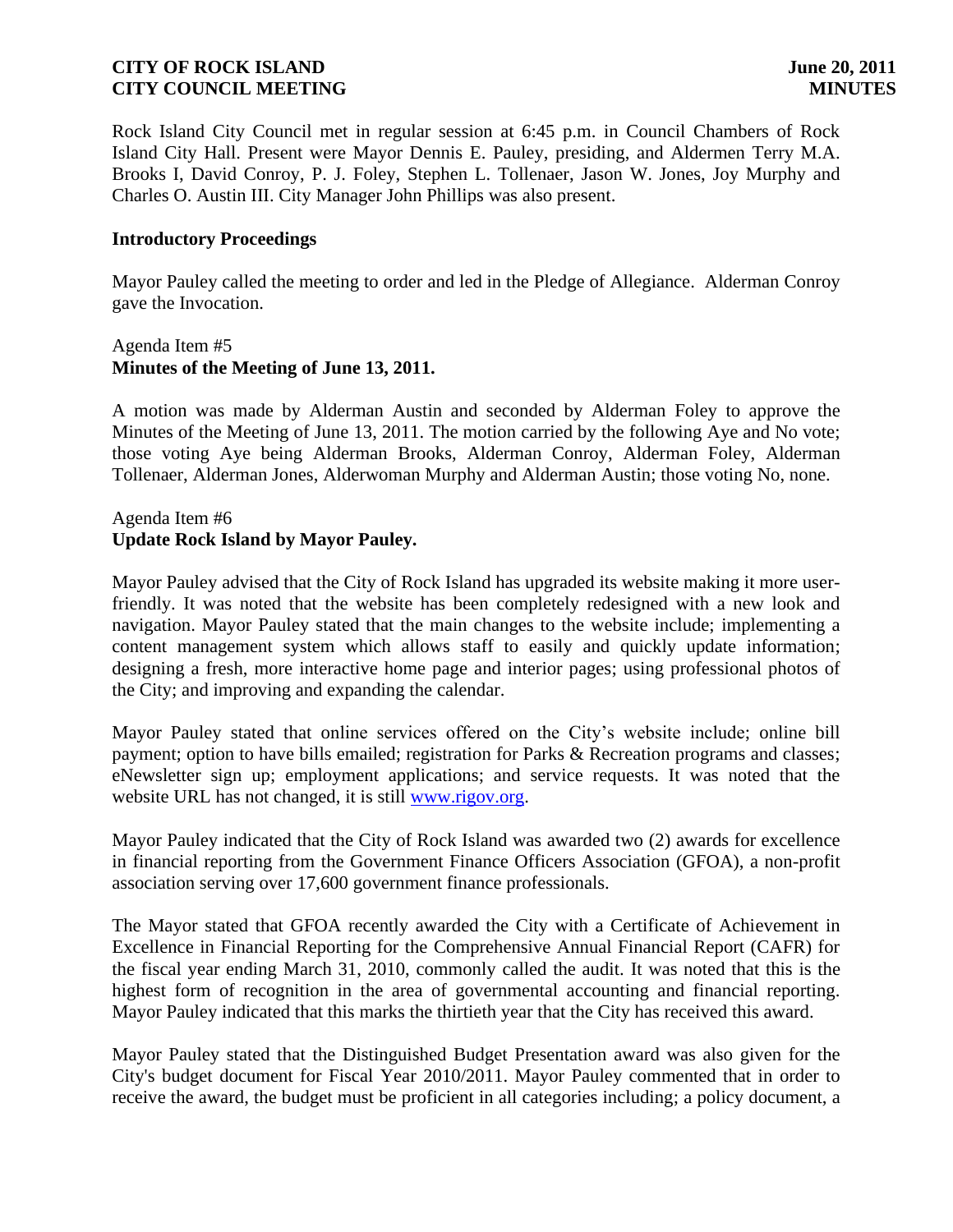Rock Island City Council met in regular session at 6:45 p.m. in Council Chambers of Rock Island City Hall. Present were Mayor Dennis E. Pauley, presiding, and Aldermen Terry M.A. Brooks I, David Conroy, P. J. Foley, Stephen L. Tollenaer, Jason W. Jones, Joy Murphy and Charles O. Austin III. City Manager John Phillips was also present.

**Introductory Proceedings**

Mayor Pauley called the meeting to order and led in the Pledge of Allegiance. Alderman Conroy gave the Invocation.

Agenda Item #5
**Minutes of the Meeting of June 13, 2011.**

A motion was made by Alderman Austin and seconded by Alderman Foley to approve the Minutes of the Meeting of June 13, 2011. The motion carried by the following Aye and No vote; those voting Aye being Alderman Brooks, Alderman Conroy, Alderman Foley, Alderman Tollenaer, Alderman Jones, Alderwoman Murphy and Alderman Austin; those voting No, none.

Agenda Item #6
**Update Rock Island by Mayor Pauley.**

Mayor Pauley advised that the City of Rock Island has upgraded its website making it more user-friendly. It was noted that the website has been completely redesigned with a new look and navigation. Mayor Pauley stated that the main changes to the website include; implementing a content management system which allows staff to easily and quickly update information; designing a fresh, more interactive home page and interior pages; using professional photos of the City; and improving and expanding the calendar.

Mayor Pauley stated that online services offered on the City's website include; online bill payment; option to have bills emailed; registration for Parks & Recreation programs and classes; eNewsletter sign up; employment applications; and service requests. It was noted that the website URL has not changed, it is still www.rigov.org.

Mayor Pauley indicated that the City of Rock Island was awarded two (2) awards for excellence in financial reporting from the Government Finance Officers Association (GFOA), a non-profit association serving over 17,600 government finance professionals.

The Mayor stated that GFOA recently awarded the City with a Certificate of Achievement in Excellence in Financial Reporting for the Comprehensive Annual Financial Report (CAFR) for the fiscal year ending March 31, 2010, commonly called the audit. It was noted that this is the highest form of recognition in the area of governmental accounting and financial reporting. Mayor Pauley indicated that this marks the thirtieth year that the City has received this award.

Mayor Pauley stated that the Distinguished Budget Presentation award was also given for the City's budget document for Fiscal Year 2010/2011. Mayor Pauley commented that in order to receive the award, the budget must be proficient in all categories including; a policy document, a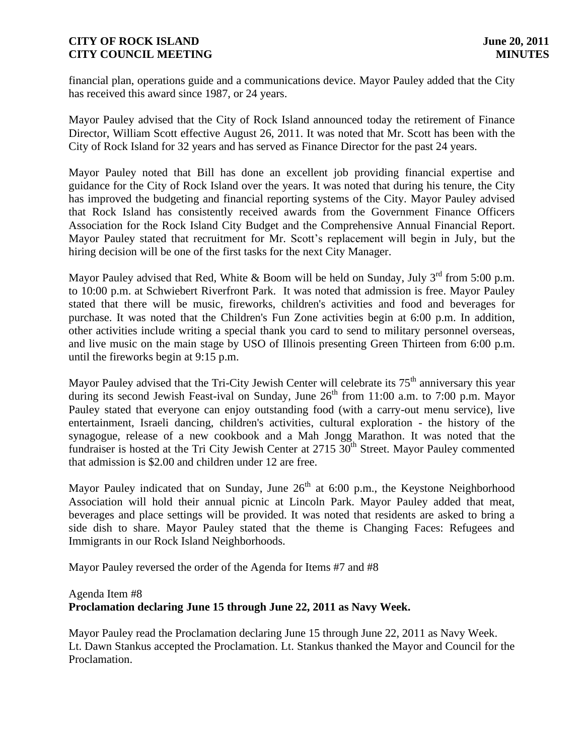financial plan, operations guide and a communications device. Mayor Pauley added that the City has received this award since 1987, or 24 years.

Mayor Pauley advised that the City of Rock Island announced today the retirement of Finance Director, William Scott effective August 26, 2011. It was noted that Mr. Scott has been with the City of Rock Island for 32 years and has served as Finance Director for the past 24 years.

Mayor Pauley noted that Bill has done an excellent job providing financial expertise and guidance for the City of Rock Island over the years. It was noted that during his tenure, the City has improved the budgeting and financial reporting systems of the City. Mayor Pauley advised that Rock Island has consistently received awards from the Government Finance Officers Association for the Rock Island City Budget and the Comprehensive Annual Financial Report. Mayor Pauley stated that recruitment for Mr. Scott's replacement will begin in July, but the hiring decision will be one of the first tasks for the next City Manager.

Mayor Pauley advised that Red, White & Boom will be held on Sunday, July 3rd from 5:00 p.m. to 10:00 p.m. at Schwiebert Riverfront Park. It was noted that admission is free. Mayor Pauley stated that there will be music, fireworks, children's activities and food and beverages for purchase. It was noted that the Children's Fun Zone activities begin at 6:00 p.m. In addition, other activities include writing a special thank you card to send to military personnel overseas, and live music on the main stage by USO of Illinois presenting Green Thirteen from 6:00 p.m. until the fireworks begin at 9:15 p.m.

Mayor Pauley advised that the Tri-City Jewish Center will celebrate its 75th anniversary this year during its second Jewish Feast-ival on Sunday, June 26th from 11:00 a.m. to 7:00 p.m. Mayor Pauley stated that everyone can enjoy outstanding food (with a carry-out menu service), live entertainment, Israeli dancing, children's activities, cultural exploration - the history of the synagogue, release of a new cookbook and a Mah Jongg Marathon. It was noted that the fundraiser is hosted at the Tri City Jewish Center at 2715 30th Street. Mayor Pauley commented that admission is $2.00 and children under 12 are free.

Mayor Pauley indicated that on Sunday, June 26th at 6:00 p.m., the Keystone Neighborhood Association will hold their annual picnic at Lincoln Park. Mayor Pauley added that meat, beverages and place settings will be provided. It was noted that residents are asked to bring a side dish to share. Mayor Pauley stated that the theme is Changing Faces: Refugees and Immigrants in our Rock Island Neighborhoods.

Mayor Pauley reversed the order of the Agenda for Items #7 and #8

Agenda Item #8
**Proclamation declaring June 15 through June 22, 2011 as Navy Week.**

Mayor Pauley read the Proclamation declaring June 15 through June 22, 2011 as Navy Week. Lt. Dawn Stankus accepted the Proclamation. Lt. Stankus thanked the Mayor and Council for the Proclamation.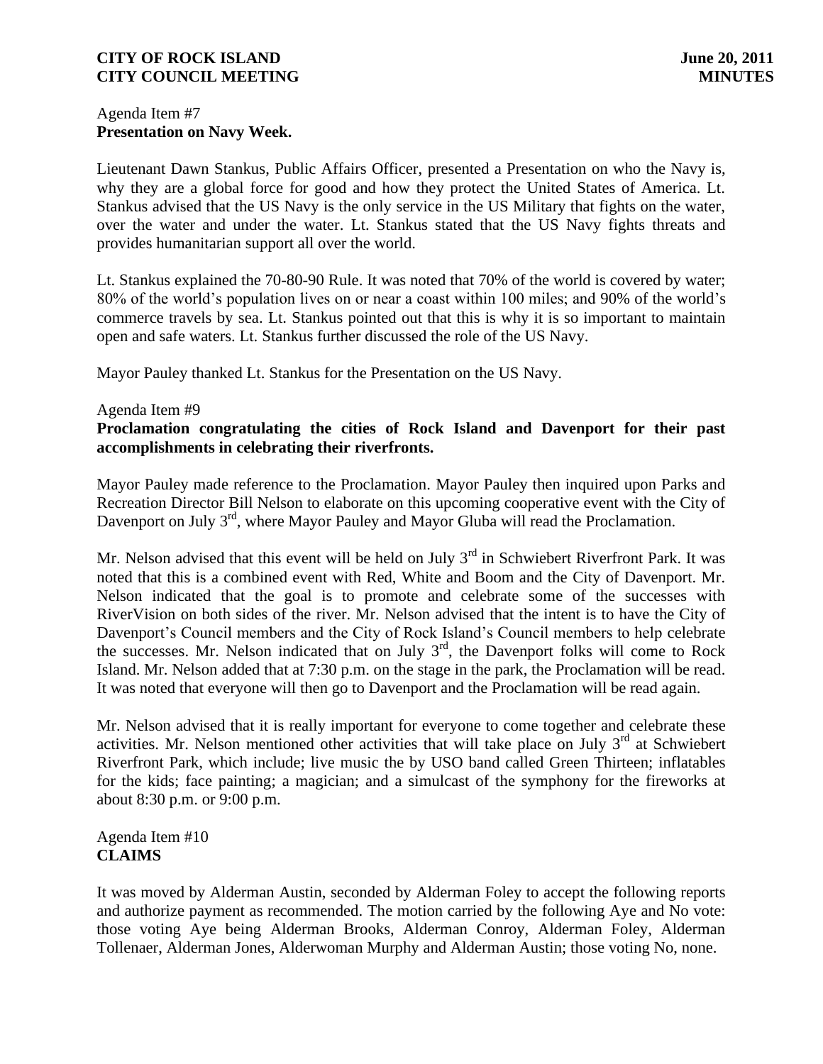Agenda Item #7
**Presentation on Navy Week.**

Lieutenant Dawn Stankus, Public Affairs Officer, presented a Presentation on who the Navy is, why they are a global force for good and how they protect the United States of America. Lt. Stankus advised that the US Navy is the only service in the US Military that fights on the water, over the water and under the water. Lt. Stankus stated that the US Navy fights threats and provides humanitarian support all over the world.

Lt. Stankus explained the 70-80-90 Rule. It was noted that 70% of the world is covered by water; 80% of the world's population lives on or near a coast within 100 miles; and 90% of the world's commerce travels by sea. Lt. Stankus pointed out that this is why it is so important to maintain open and safe waters. Lt. Stankus further discussed the role of the US Navy.

Mayor Pauley thanked Lt. Stankus for the Presentation on the US Navy.

Agenda Item #9
**Proclamation congratulating the cities of Rock Island and Davenport for their past accomplishments in celebrating their riverfronts.**

Mayor Pauley made reference to the Proclamation. Mayor Pauley then inquired upon Parks and Recreation Director Bill Nelson to elaborate on this upcoming cooperative event with the City of Davenport on July 3rd, where Mayor Pauley and Mayor Gluba will read the Proclamation.

Mr. Nelson advised that this event will be held on July 3rd in Schwiebert Riverfront Park. It was noted that this is a combined event with Red, White and Boom and the City of Davenport. Mr. Nelson indicated that the goal is to promote and celebrate some of the successes with RiverVision on both sides of the river. Mr. Nelson advised that the intent is to have the City of Davenport's Council members and the City of Rock Island's Council members to help celebrate the successes. Mr. Nelson indicated that on July 3rd, the Davenport folks will come to Rock Island. Mr. Nelson added that at 7:30 p.m. on the stage in the park, the Proclamation will be read. It was noted that everyone will then go to Davenport and the Proclamation will be read again.

Mr. Nelson advised that it is really important for everyone to come together and celebrate these activities. Mr. Nelson mentioned other activities that will take place on July 3rd at Schwiebert Riverfront Park, which include; live music the by USO band called Green Thirteen; inflatables for the kids; face painting; a magician; and a simulcast of the symphony for the fireworks at about 8:30 p.m. or 9:00 p.m.

Agenda Item #10
**CLAIMS**

It was moved by Alderman Austin, seconded by Alderman Foley to accept the following reports and authorize payment as recommended. The motion carried by the following Aye and No vote: those voting Aye being Alderman Brooks, Alderman Conroy, Alderman Foley, Alderman Tollenaer, Alderman Jones, Alderwoman Murphy and Alderman Austin; those voting No, none.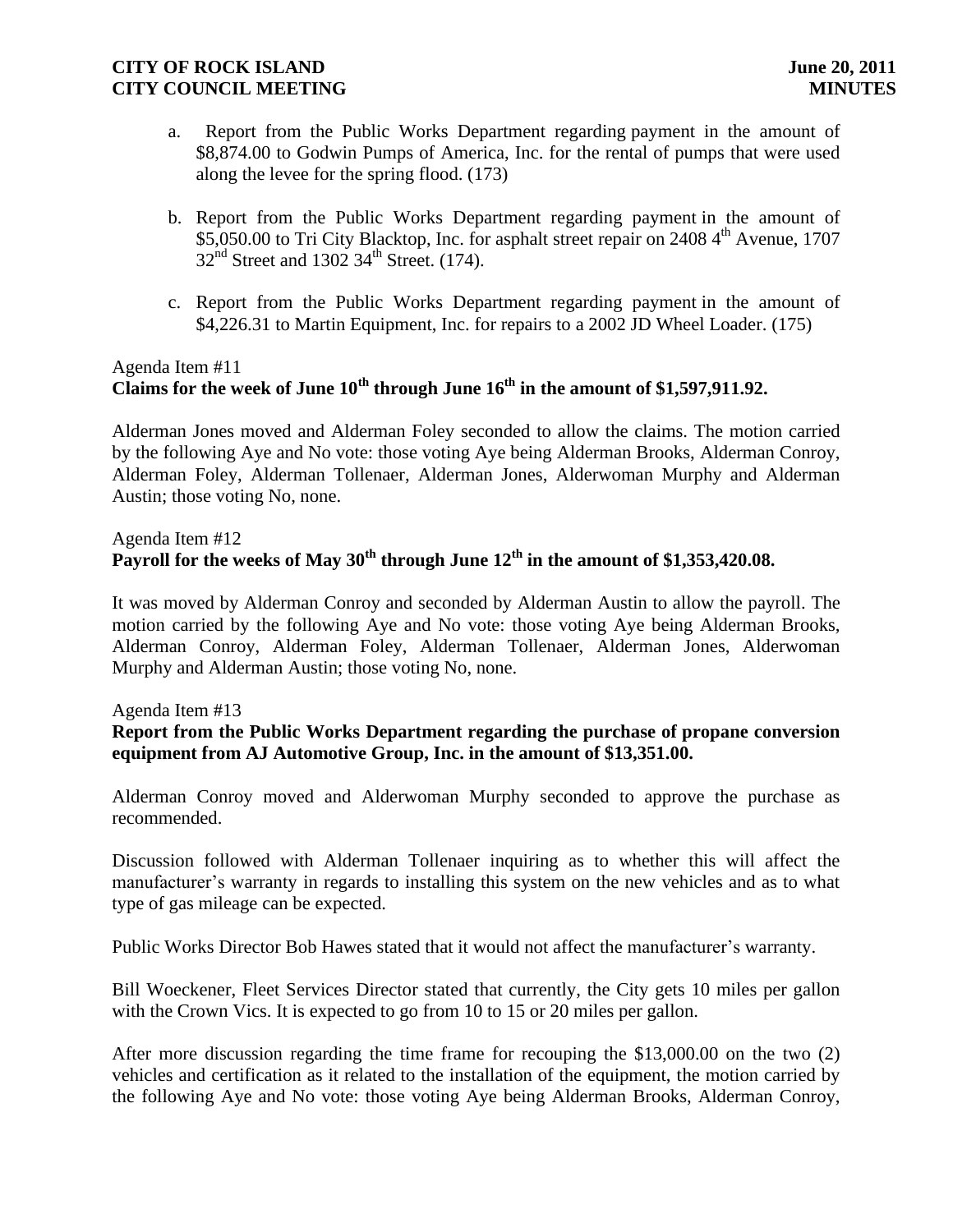a. Report from the Public Works Department regarding payment in the amount of $8,874.00 to Godwin Pumps of America, Inc. for the rental of pumps that were used along the levee for the spring flood. (173)

b. Report from the Public Works Department regarding payment in the amount of $5,050.00 to Tri City Blacktop, Inc. for asphalt street repair on 2408 4th Avenue, 1707 32nd Street and 1302 34th Street. (174).

c. Report from the Public Works Department regarding payment in the amount of $4,226.31 to Martin Equipment, Inc. for repairs to a 2002 JD Wheel Loader. (175)

Agenda Item #11
**Claims for the week of June 10th through June 16th in the amount of $1,597,911.92.**

Alderman Jones moved and Alderman Foley seconded to allow the claims. The motion carried by the following Aye and No vote: those voting Aye being Alderman Brooks, Alderman Conroy, Alderman Foley, Alderman Tollenaer, Alderman Jones, Alderwoman Murphy and Alderman Austin; those voting No, none.

Agenda Item #12
**Payroll for the weeks of May 30th through June 12th in the amount of $1,353,420.08.**

It was moved by Alderman Conroy and seconded by Alderman Austin to allow the payroll. The motion carried by the following Aye and No vote: those voting Aye being Alderman Brooks, Alderman Conroy, Alderman Foley, Alderman Tollenaer, Alderman Jones, Alderwoman Murphy and Alderman Austin; those voting No, none.

Agenda Item #13
**Report from the Public Works Department regarding the purchase of propane conversion equipment from AJ Automotive Group, Inc. in the amount of $13,351.00.**

Alderman Conroy moved and Alderwoman Murphy seconded to approve the purchase as recommended.

Discussion followed with Alderman Tollenaer inquiring as to whether this will affect the manufacturer's warranty in regards to installing this system on the new vehicles and as to what type of gas mileage can be expected.

Public Works Director Bob Hawes stated that it would not affect the manufacturer's warranty.

Bill Woeckener, Fleet Services Director stated that currently, the City gets 10 miles per gallon with the Crown Vics. It is expected to go from 10 to 15 or 20 miles per gallon.

After more discussion regarding the time frame for recouping the $13,000.00 on the two (2) vehicles and certification as it related to the installation of the equipment, the motion carried by the following Aye and No vote: those voting Aye being Alderman Brooks, Alderman Conroy,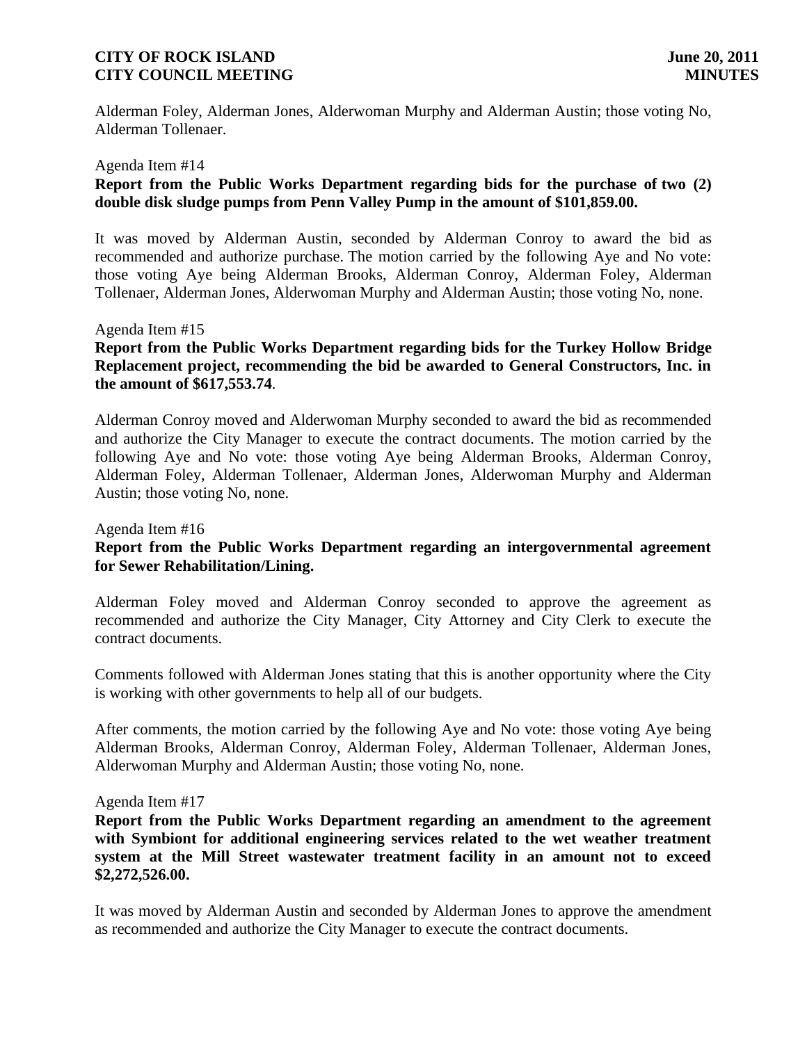Alderman Foley, Alderman Jones, Alderwoman Murphy and Alderman Austin; those voting No, Alderman Tollenaer.

Agenda Item #14

**Report from the Public Works Department regarding bids for the purchase of two (2) double disk sludge pumps from Penn Valley Pump in the amount of $101,859.00.**

It was moved by Alderman Austin, seconded by Alderman Conroy to award the bid as recommended and authorize purchase. The motion carried by the following Aye and No vote: those voting Aye being Alderman Brooks, Alderman Conroy, Alderman Foley, Alderman Tollenaer, Alderman Jones, Alderwoman Murphy and Alderman Austin; those voting No, none.

Agenda Item #15

**Report from the Public Works Department regarding bids for the Turkey Hollow Bridge Replacement project, recommending the bid be awarded to General Constructors, Inc. in the amount of $617,553.74**.

Alderman Conroy moved and Alderwoman Murphy seconded to award the bid as recommended and authorize the City Manager to execute the contract documents. The motion carried by the following Aye and No vote: those voting Aye being Alderman Brooks, Alderman Conroy, Alderman Foley, Alderman Tollenaer, Alderman Jones, Alderwoman Murphy and Alderman Austin; those voting No, none.

Agenda Item #16

**Report from the Public Works Department regarding an intergovernmental agreement for Sewer Rehabilitation/Lining.**

Alderman Foley moved and Alderman Conroy seconded to approve the agreement as recommended and authorize the City Manager, City Attorney and City Clerk to execute the contract documents.

Comments followed with Alderman Jones stating that this is another opportunity where the City is working with other governments to help all of our budgets.

After comments, the motion carried by the following Aye and No vote: those voting Aye being Alderman Brooks, Alderman Conroy, Alderman Foley, Alderman Tollenaer, Alderman Jones, Alderwoman Murphy and Alderman Austin; those voting No, none.

Agenda Item #17

**Report from the Public Works Department regarding an amendment to the agreement with Symbiont for additional engineering services related to the wet weather treatment system at the Mill Street wastewater treatment facility in an amount not to exceed $2,272,526.00.**

It was moved by Alderman Austin and seconded by Alderman Jones to approve the amendment as recommended and authorize the City Manager to execute the contract documents.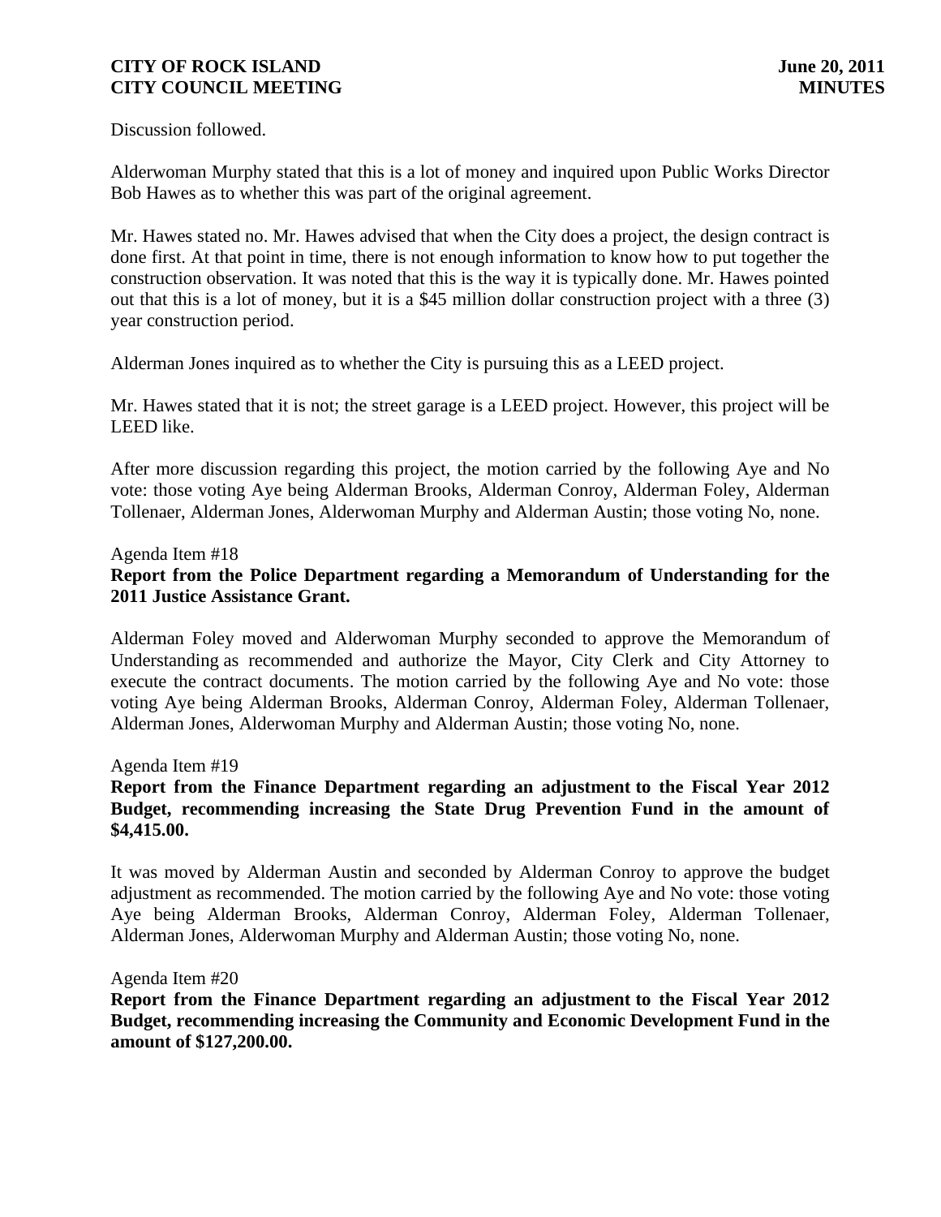Discussion followed.

Alderwoman Murphy stated that this is a lot of money and inquired upon Public Works Director Bob Hawes as to whether this was part of the original agreement.

Mr. Hawes stated no. Mr. Hawes advised that when the City does a project, the design contract is done first. At that point in time, there is not enough information to know how to put together the construction observation. It was noted that this is the way it is typically done. Mr. Hawes pointed out that this is a lot of money, but it is a $45 million dollar construction project with a three (3) year construction period.

Alderman Jones inquired as to whether the City is pursuing this as a LEED project.

Mr. Hawes stated that it is not; the street garage is a LEED project. However, this project will be LEED like.

After more discussion regarding this project, the motion carried by the following Aye and No vote: those voting Aye being Alderman Brooks, Alderman Conroy, Alderman Foley, Alderman Tollenaer, Alderman Jones, Alderwoman Murphy and Alderman Austin; those voting No, none.

Agenda Item #18

**Report from the Police Department regarding a Memorandum of Understanding for the 2011 Justice Assistance Grant.**

Alderman Foley moved and Alderwoman Murphy seconded to approve the Memorandum of Understanding as recommended and authorize the Mayor, City Clerk and City Attorney to execute the contract documents. The motion carried by the following Aye and No vote: those voting Aye being Alderman Brooks, Alderman Conroy, Alderman Foley, Alderman Tollenaer, Alderman Jones, Alderwoman Murphy and Alderman Austin; those voting No, none.

Agenda Item #19

**Report from the Finance Department regarding an adjustment to the Fiscal Year 2012 Budget, recommending increasing the State Drug Prevention Fund in the amount of $4,415.00.**

It was moved by Alderman Austin and seconded by Alderman Conroy to approve the budget adjustment as recommended. The motion carried by the following Aye and No vote: those voting Aye being Alderman Brooks, Alderman Conroy, Alderman Foley, Alderman Tollenaer, Alderman Jones, Alderwoman Murphy and Alderman Austin; those voting No, none.

Agenda Item #20

**Report from the Finance Department regarding an adjustment to the Fiscal Year 2012 Budget, recommending increasing the Community and Economic Development Fund in the amount of $127,200.00.**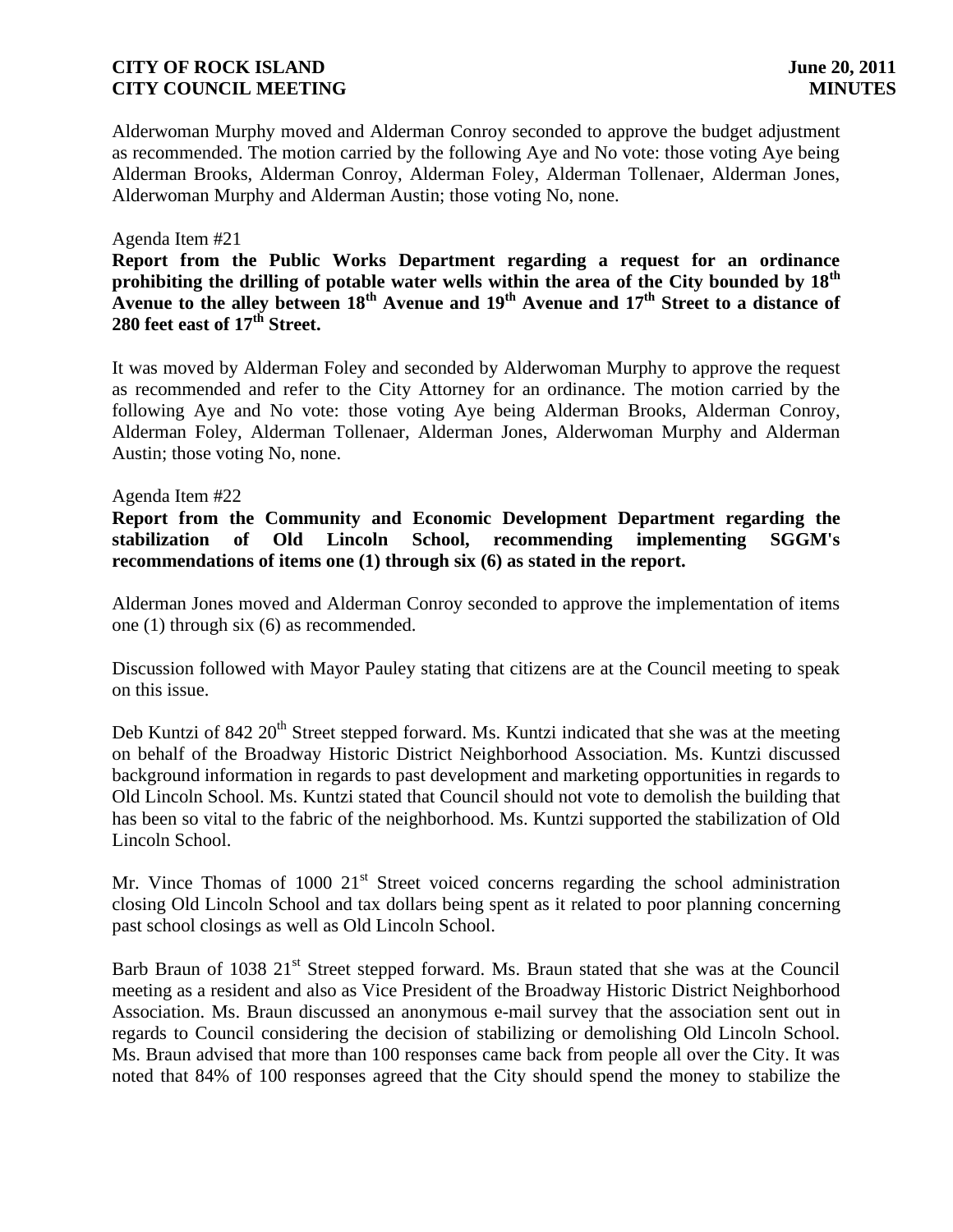Alderwoman Murphy moved and Alderman Conroy seconded to approve the budget adjustment as recommended. The motion carried by the following Aye and No vote: those voting Aye being Alderman Brooks, Alderman Conroy, Alderman Foley, Alderman Tollenaer, Alderman Jones, Alderwoman Murphy and Alderman Austin; those voting No, none.

Agenda Item #21

**Report from the Public Works Department regarding a request for an ordinance prohibiting the drilling of potable water wells within the area of the City bounded by 18th Avenue to the alley between 18th Avenue and 19th Avenue and 17th Street to a distance of 280 feet east of 17th Street.**

It was moved by Alderman Foley and seconded by Alderwoman Murphy to approve the request as recommended and refer to the City Attorney for an ordinance. The motion carried by the following Aye and No vote: those voting Aye being Alderman Brooks, Alderman Conroy, Alderman Foley, Alderman Tollenaer, Alderman Jones, Alderwoman Murphy and Alderman Austin; those voting No, none.

Agenda Item #22

**Report from the Community and Economic Development Department regarding the stabilization of Old Lincoln School, recommending implementing SGGM's recommendations of items one (1) through six (6) as stated in the report.**

Alderman Jones moved and Alderman Conroy seconded to approve the implementation of items one (1) through six (6) as recommended.

Discussion followed with Mayor Pauley stating that citizens are at the Council meeting to speak on this issue.

Deb Kuntzi of 842 20th Street stepped forward. Ms. Kuntzi indicated that she was at the meeting on behalf of the Broadway Historic District Neighborhood Association. Ms. Kuntzi discussed background information in regards to past development and marketing opportunities in regards to Old Lincoln School. Ms. Kuntzi stated that Council should not vote to demolish the building that has been so vital to the fabric of the neighborhood. Ms. Kuntzi supported the stabilization of Old Lincoln School.

Mr. Vince Thomas of 1000 21st Street voiced concerns regarding the school administration closing Old Lincoln School and tax dollars being spent as it related to poor planning concerning past school closings as well as Old Lincoln School.

Barb Braun of 1038 21st Street stepped forward. Ms. Braun stated that she was at the Council meeting as a resident and also as Vice President of the Broadway Historic District Neighborhood Association. Ms. Braun discussed an anonymous e-mail survey that the association sent out in regards to Council considering the decision of stabilizing or demolishing Old Lincoln School. Ms. Braun advised that more than 100 responses came back from people all over the City. It was noted that 84% of 100 responses agreed that the City should spend the money to stabilize the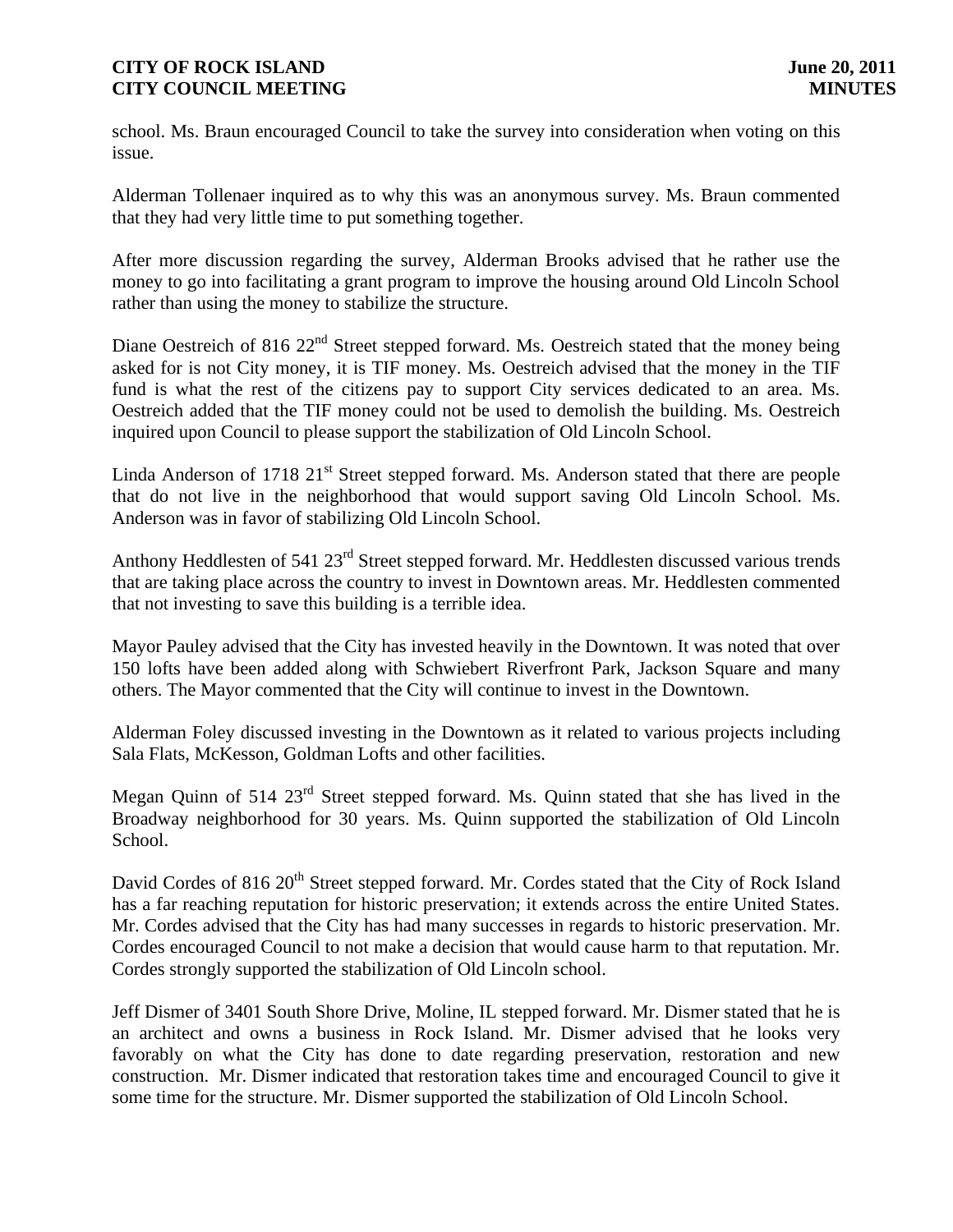school. Ms. Braun encouraged Council to take the survey into consideration when voting on this issue.

Alderman Tollenaer inquired as to why this was an anonymous survey. Ms. Braun commented that they had very little time to put something together.

After more discussion regarding the survey, Alderman Brooks advised that he rather use the money to go into facilitating a grant program to improve the housing around Old Lincoln School rather than using the money to stabilize the structure.

Diane Oestreich of 816 22nd Street stepped forward. Ms. Oestreich stated that the money being asked for is not City money, it is TIF money. Ms. Oestreich advised that the money in the TIF fund is what the rest of the citizens pay to support City services dedicated to an area. Ms. Oestreich added that the TIF money could not be used to demolish the building. Ms. Oestreich inquired upon Council to please support the stabilization of Old Lincoln School.

Linda Anderson of 1718 21st Street stepped forward. Ms. Anderson stated that there are people that do not live in the neighborhood that would support saving Old Lincoln School. Ms. Anderson was in favor of stabilizing Old Lincoln School.

Anthony Heddlesten of 541 23rd Street stepped forward. Mr. Heddlesten discussed various trends that are taking place across the country to invest in Downtown areas. Mr. Heddlesten commented that not investing to save this building is a terrible idea.

Mayor Pauley advised that the City has invested heavily in the Downtown. It was noted that over 150 lofts have been added along with Schwiebert Riverfront Park, Jackson Square and many others. The Mayor commented that the City will continue to invest in the Downtown.

Alderman Foley discussed investing in the Downtown as it related to various projects including Sala Flats, McKesson, Goldman Lofts and other facilities.

Megan Quinn of 514 23rd Street stepped forward. Ms. Quinn stated that she has lived in the Broadway neighborhood for 30 years. Ms. Quinn supported the stabilization of Old Lincoln School.

David Cordes of 816 20th Street stepped forward. Mr. Cordes stated that the City of Rock Island has a far reaching reputation for historic preservation; it extends across the entire United States. Mr. Cordes advised that the City has had many successes in regards to historic preservation. Mr. Cordes encouraged Council to not make a decision that would cause harm to that reputation. Mr. Cordes strongly supported the stabilization of Old Lincoln school.

Jeff Dismer of 3401 South Shore Drive, Moline, IL stepped forward. Mr. Dismer stated that he is an architect and owns a business in Rock Island. Mr. Dismer advised that he looks very favorably on what the City has done to date regarding preservation, restoration and new construction. Mr. Dismer indicated that restoration takes time and encouraged Council to give it some time for the structure. Mr. Dismer supported the stabilization of Old Lincoln School.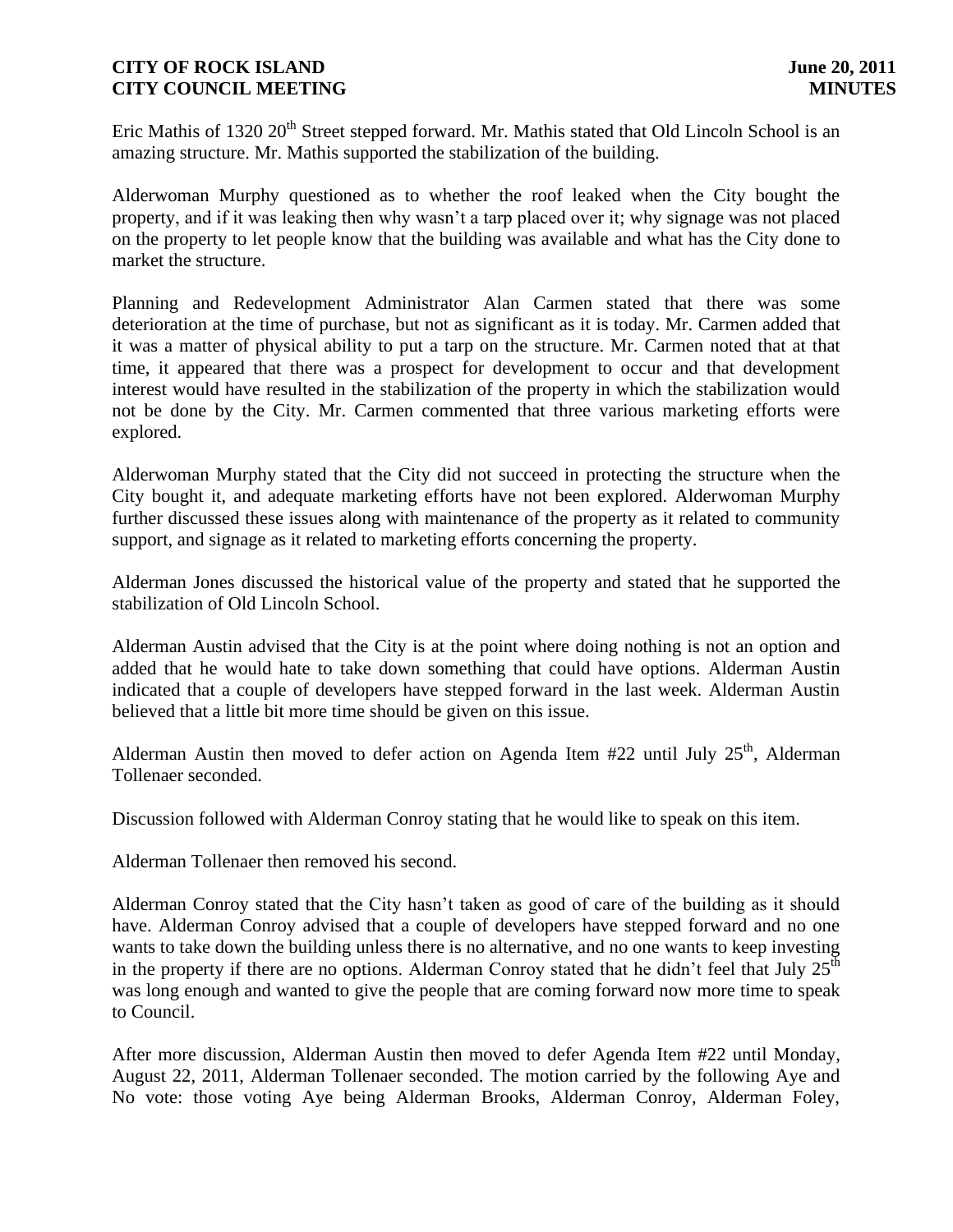Eric Mathis of 1320 20th Street stepped forward. Mr. Mathis stated that Old Lincoln School is an amazing structure. Mr. Mathis supported the stabilization of the building.

Alderwoman Murphy questioned as to whether the roof leaked when the City bought the property, and if it was leaking then why wasn't a tarp placed over it; why signage was not placed on the property to let people know that the building was available and what has the City done to market the structure.

Planning and Redevelopment Administrator Alan Carmen stated that there was some deterioration at the time of purchase, but not as significant as it is today. Mr. Carmen added that it was a matter of physical ability to put a tarp on the structure. Mr. Carmen noted that at that time, it appeared that there was a prospect for development to occur and that development interest would have resulted in the stabilization of the property in which the stabilization would not be done by the City. Mr. Carmen commented that three various marketing efforts were explored.

Alderwoman Murphy stated that the City did not succeed in protecting the structure when the City bought it, and adequate marketing efforts have not been explored. Alderwoman Murphy further discussed these issues along with maintenance of the property as it related to community support, and signage as it related to marketing efforts concerning the property.

Alderman Jones discussed the historical value of the property and stated that he supported the stabilization of Old Lincoln School.

Alderman Austin advised that the City is at the point where doing nothing is not an option and added that he would hate to take down something that could have options. Alderman Austin indicated that a couple of developers have stepped forward in the last week. Alderman Austin believed that a little bit more time should be given on this issue.

Alderman Austin then moved to defer action on Agenda Item #22 until July 25th, Alderman Tollenaer seconded.

Discussion followed with Alderman Conroy stating that he would like to speak on this item.

Alderman Tollenaer then removed his second.

Alderman Conroy stated that the City hasn't taken as good of care of the building as it should have. Alderman Conroy advised that a couple of developers have stepped forward and no one wants to take down the building unless there is no alternative, and no one wants to keep investing in the property if there are no options. Alderman Conroy stated that he didn't feel that July 25th was long enough and wanted to give the people that are coming forward now more time to speak to Council.

After more discussion, Alderman Austin then moved to defer Agenda Item #22 until Monday, August 22, 2011, Alderman Tollenaer seconded. The motion carried by the following Aye and No vote: those voting Aye being Alderman Brooks, Alderman Conroy, Alderman Foley,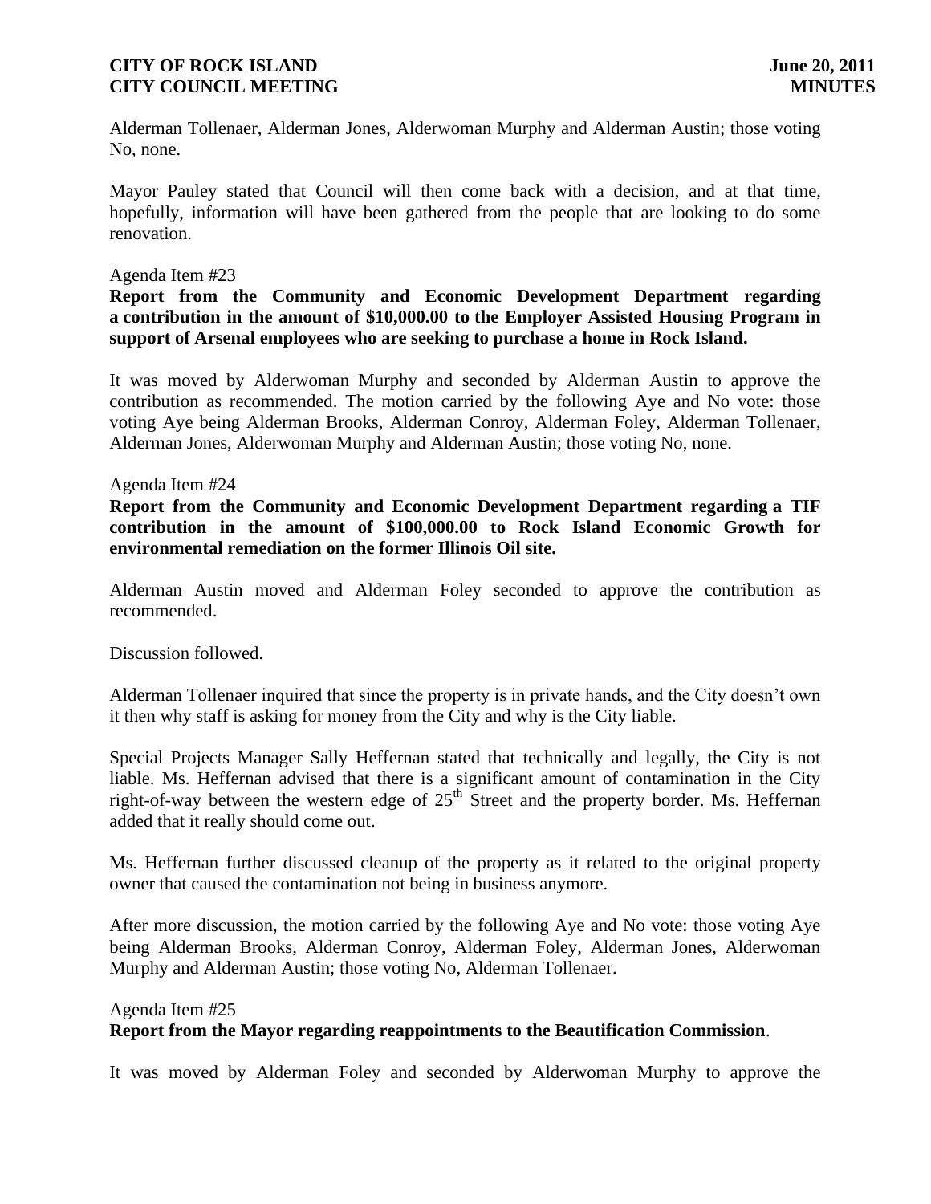Alderman Tollenaer, Alderman Jones, Alderwoman Murphy and Alderman Austin; those voting No, none.

Mayor Pauley stated that Council will then come back with a decision, and at that time, hopefully, information will have been gathered from the people that are looking to do some renovation.

Agenda Item #23

**Report from the Community and Economic Development Department regarding a contribution in the amount of $10,000.00 to the Employer Assisted Housing Program in support of Arsenal employees who are seeking to purchase a home in Rock Island.**

It was moved by Alderwoman Murphy and seconded by Alderman Austin to approve the contribution as recommended. The motion carried by the following Aye and No vote: those voting Aye being Alderman Brooks, Alderman Conroy, Alderman Foley, Alderman Tollenaer, Alderman Jones, Alderwoman Murphy and Alderman Austin; those voting No, none.

Agenda Item #24

**Report from the Community and Economic Development Department regarding a TIF contribution in the amount of $100,000.00 to Rock Island Economic Growth for environmental remediation on the former Illinois Oil site.**

Alderman Austin moved and Alderman Foley seconded to approve the contribution as recommended.

Discussion followed.

Alderman Tollenaer inquired that since the property is in private hands, and the City doesn't own it then why staff is asking for money from the City and why is the City liable.

Special Projects Manager Sally Heffernan stated that technically and legally, the City is not liable. Ms. Heffernan advised that there is a significant amount of contamination in the City right-of-way between the western edge of 25th Street and the property border. Ms. Heffernan added that it really should come out.

Ms. Heffernan further discussed cleanup of the property as it related to the original property owner that caused the contamination not being in business anymore.

After more discussion, the motion carried by the following Aye and No vote: those voting Aye being Alderman Brooks, Alderman Conroy, Alderman Foley, Alderman Jones, Alderwoman Murphy and Alderman Austin; those voting No, Alderman Tollenaer.

Agenda Item #25

**Report from the Mayor regarding reappointments to the Beautification Commission**.

It was moved by Alderman Foley and seconded by Alderwoman Murphy to approve the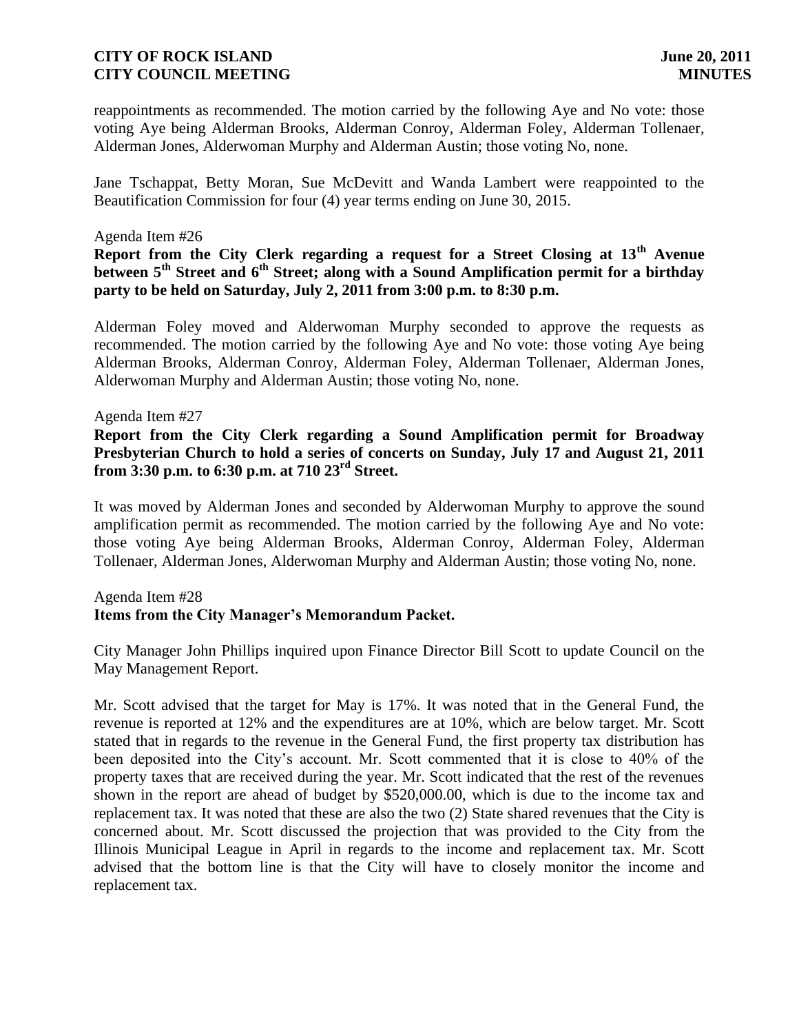reappointments as recommended. The motion carried by the following Aye and No vote: those voting Aye being Alderman Brooks, Alderman Conroy, Alderman Foley, Alderman Tollenaer, Alderman Jones, Alderwoman Murphy and Alderman Austin; those voting No, none.

Jane Tschappat, Betty Moran, Sue McDevitt and Wanda Lambert were reappointed to the Beautification Commission for four (4) year terms ending on June 30, 2015.

Agenda Item #26

**Report from the City Clerk regarding a request for a Street Closing at 13th Avenue between 5th Street and 6th Street; along with a Sound Amplification permit for a birthday party to be held on Saturday, July 2, 2011 from 3:00 p.m. to 8:30 p.m.**

Alderman Foley moved and Alderwoman Murphy seconded to approve the requests as recommended. The motion carried by the following Aye and No vote: those voting Aye being Alderman Brooks, Alderman Conroy, Alderman Foley, Alderman Tollenaer, Alderman Jones, Alderwoman Murphy and Alderman Austin; those voting No, none.

Agenda Item #27

**Report from the City Clerk regarding a Sound Amplification permit for Broadway Presbyterian Church to hold a series of concerts on Sunday, July 17 and August 21, 2011 from 3:30 p.m. to 6:30 p.m. at 710 23rd Street.**

It was moved by Alderman Jones and seconded by Alderwoman Murphy to approve the sound amplification permit as recommended. The motion carried by the following Aye and No vote: those voting Aye being Alderman Brooks, Alderman Conroy, Alderman Foley, Alderman Tollenaer, Alderman Jones, Alderwoman Murphy and Alderman Austin; those voting No, none.

Agenda Item #28

**Items from the City Manager's Memorandum Packet.**

City Manager John Phillips inquired upon Finance Director Bill Scott to update Council on the May Management Report.

Mr. Scott advised that the target for May is 17%. It was noted that in the General Fund, the revenue is reported at 12% and the expenditures are at 10%, which are below target. Mr. Scott stated that in regards to the revenue in the General Fund, the first property tax distribution has been deposited into the City's account. Mr. Scott commented that it is close to 40% of the property taxes that are received during the year. Mr. Scott indicated that the rest of the revenues shown in the report are ahead of budget by $520,000.00, which is due to the income tax and replacement tax. It was noted that these are also the two (2) State shared revenues that the City is concerned about. Mr. Scott discussed the projection that was provided to the City from the Illinois Municipal League in April in regards to the income and replacement tax. Mr. Scott advised that the bottom line is that the City will have to closely monitor the income and replacement tax.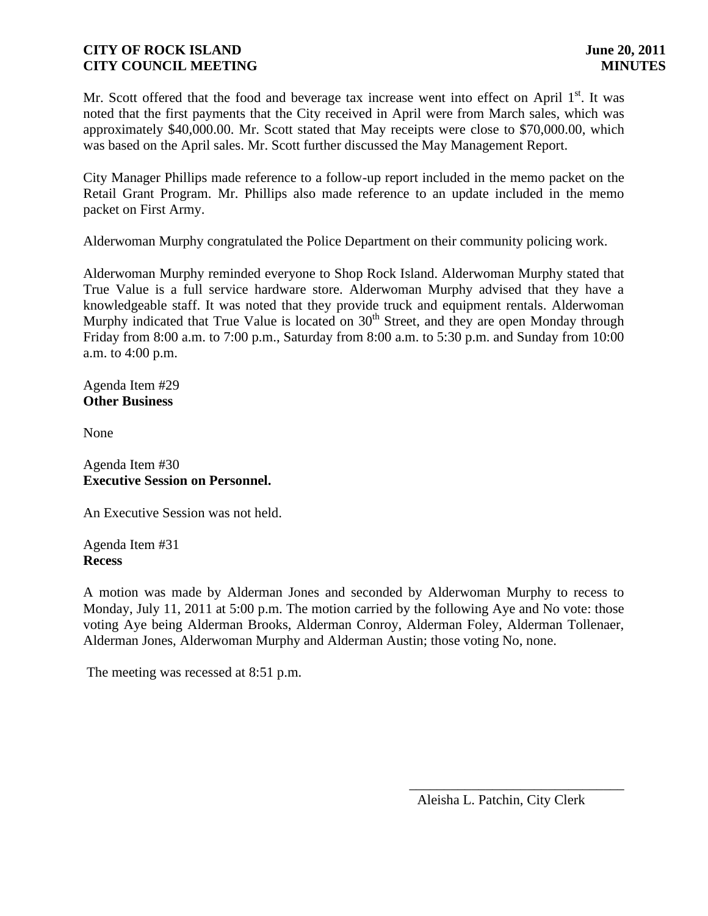Mr. Scott offered that the food and beverage tax increase went into effect on April 1st. It was noted that the first payments that the City received in April were from March sales, which was approximately $40,000.00. Mr. Scott stated that May receipts were close to $70,000.00, which was based on the April sales. Mr. Scott further discussed the May Management Report.

City Manager Phillips made reference to a follow-up report included in the memo packet on the Retail Grant Program. Mr. Phillips also made reference to an update included in the memo packet on First Army.

Alderwoman Murphy congratulated the Police Department on their community policing work.

Alderwoman Murphy reminded everyone to Shop Rock Island. Alderwoman Murphy stated that True Value is a full service hardware store. Alderwoman Murphy advised that they have a knowledgeable staff. It was noted that they provide truck and equipment rentals. Alderwoman Murphy indicated that True Value is located on 30th Street, and they are open Monday through Friday from 8:00 a.m. to 7:00 p.m., Saturday from 8:00 a.m. to 5:30 p.m. and Sunday from 10:00 a.m. to 4:00 p.m.

Agenda Item #29
**Other Business**

None

Agenda Item #30
**Executive Session on Personnel.**

An Executive Session was not held.

Agenda Item #31
**Recess**

A motion was made by Alderman Jones and seconded by Alderwoman Murphy to recess to Monday, July 11, 2011 at 5:00 p.m. The motion carried by the following Aye and No vote: those voting Aye being Alderman Brooks, Alderman Conroy, Alderman Foley, Alderman Tollenaer, Alderman Jones, Alderwoman Murphy and Alderman Austin; those voting No, none.

The meeting was recessed at 8:51 p.m.

\_\_\_\_\_\_\_\_\_\_\_\_\_\_\_\_\_\_\_\_\_\_\_\_\_\_\_\_\_\_\_\_
Aleisha L. Patchin, City Clerk